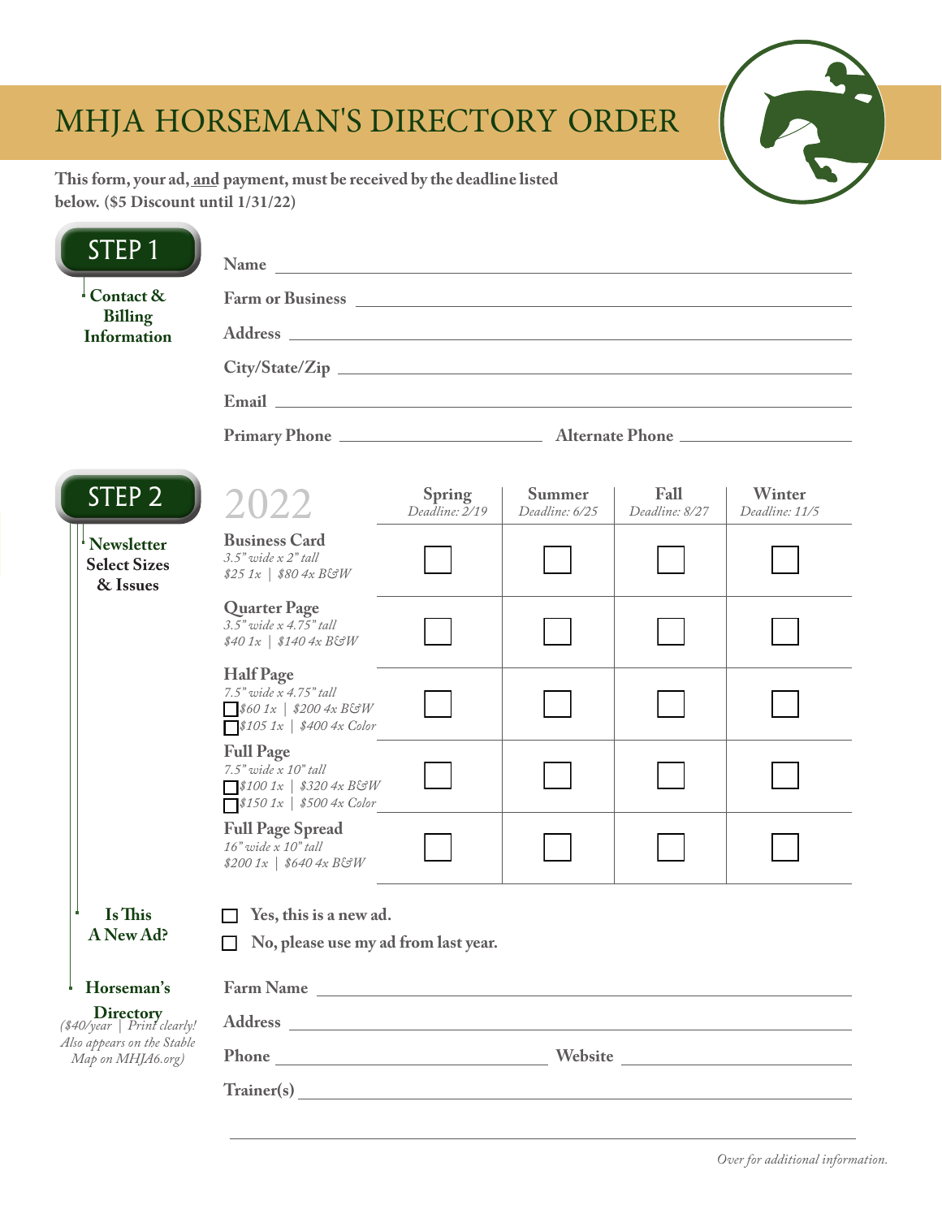# MHJA HORSEMAN'S DIRECTORY ORDER

**This form, your ad, and payment, must be received by the deadline listed below. ($5 Discount until 1/31/22)**

## STEP 1

**Contact & Billing Information**

Name ______________________________

Farm or Business ______________________________

Address ______________________________

City/State/Zip ______________________________

Email ______________________________

Primary Phone ______________ Alternate Phone ______________

## STEP 2

**Newsletter Select Sizes & Issues**

| 2022 | Spring *Deadline: 2/19* | Summer *Deadline: 6/25* | Fall *Deadline: 8/27* | Winter *Deadline: 11/5* |
|---|---|---|---|---|
| **Business Card** *3.5" wide x 2" tall* *$25 1x \| $80 4x B&W* | ☐ | ☐ | ☐ | ☐ |
| **Quarter Page** *3.5" wide x 4.75" tall* *$40 1x \| $140 4x B&W* | ☐ | ☐ | ☐ | ☐ |
| **Half Page** *7.5" wide x 4.75" tall* ☐ *$60 1x \| $200 4x B&W* ☐ *$105 1x \| $400 4x Color* | ☐ | ☐ | ☐ | ☐ |
| **Full Page** *7.5" wide x 10" tall* ☐ *$100 1x \| $320 4x B&W* ☐ *$150 1x \| $500 4x Color* | ☐ | ☐ | ☐ | ☐ |
| **Full Page Spread** *16" wide x 10" tall* *$200 1x \| $640 4x B&W* | ☐ | ☐ | ☐ | ☐ |

**Is This A New Ad?**

☐ **Yes, this is a new ad.**

☐ **No, please use my ad from last year.**

**Horseman's Directory**
*($40/year | Print clearly! Also appears on the Stable Map on MHJA6.org)*

Farm Name ______________________________

Address ______________________________

Phone ______________ Website ______________

Trainer(s) ______________________________

______________________________

*Over for additional information.*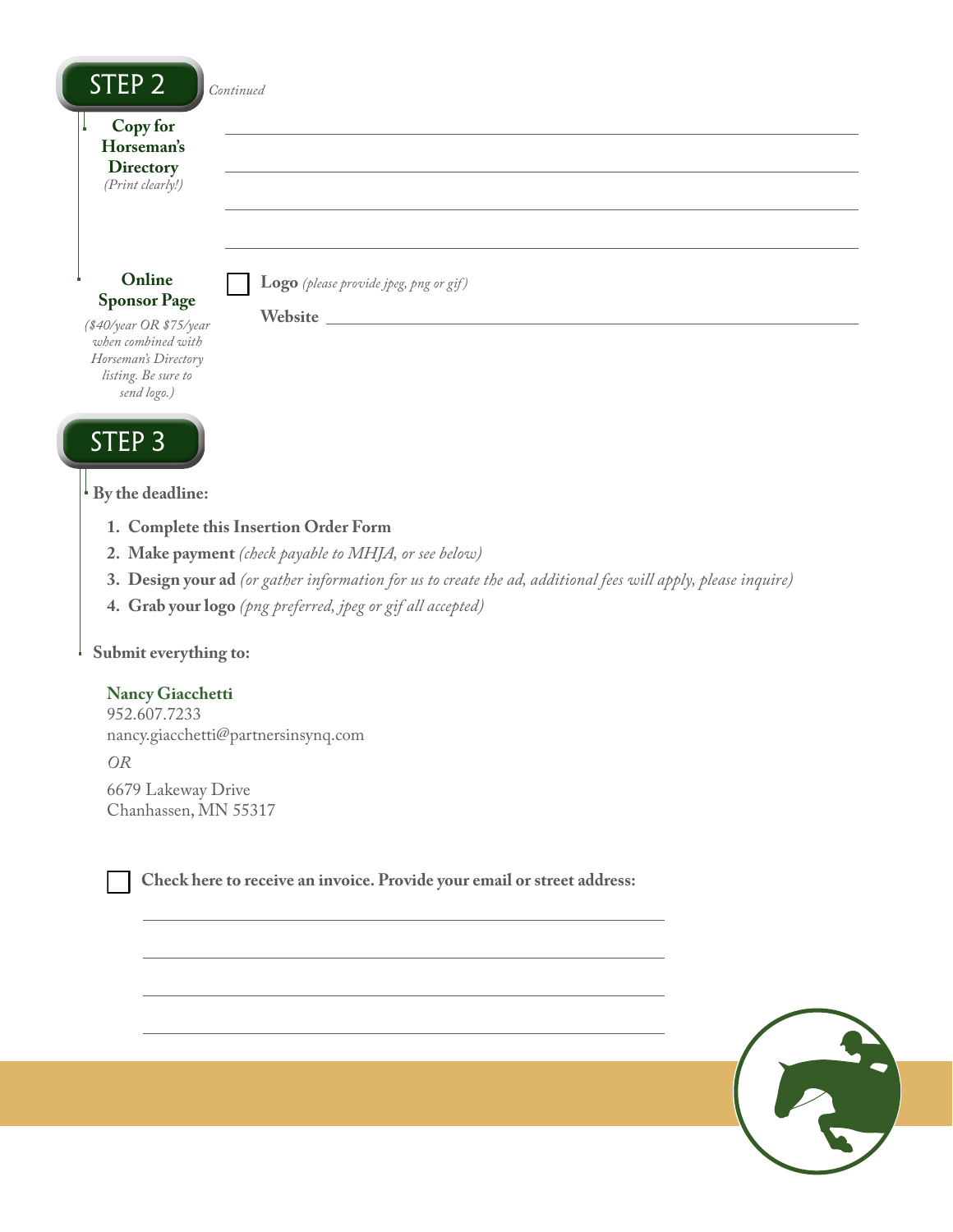## STEP 2

*Continued*

**Copy for Horseman's Directory**
*(Print clearly!)*

______________________________________________

______________________________________________

______________________________________________

______________________________________________

**Online Sponsor Page**
*($40/year OR $75/year when combined with Horseman's Directory listing. Be sure to send logo.)*

☐ **Logo** *(please provide jpeg, png or gif)*

**Website** ______________________________________________

## STEP 3

**By the deadline:**

1. **Complete this Insertion Order Form**
2. **Make payment** *(check payable to MHJA, or see below)*
3. **Design your ad** *(or gather information for us to create the ad, additional fees will apply, please inquire)*
4. **Grab your logo** *(png preferred, jpeg or gif all accepted)*

**Submit everything to:**

**Nancy Giacchetti**
952.607.7233
nancy.giacchetti@partnersinsynq.com

*OR*

6679 Lakeway Drive
Chanhassen, MN 55317

☐ **Check here to receive an invoice. Provide your email or street address:**

______________________________________________

______________________________________________

______________________________________________

______________________________________________